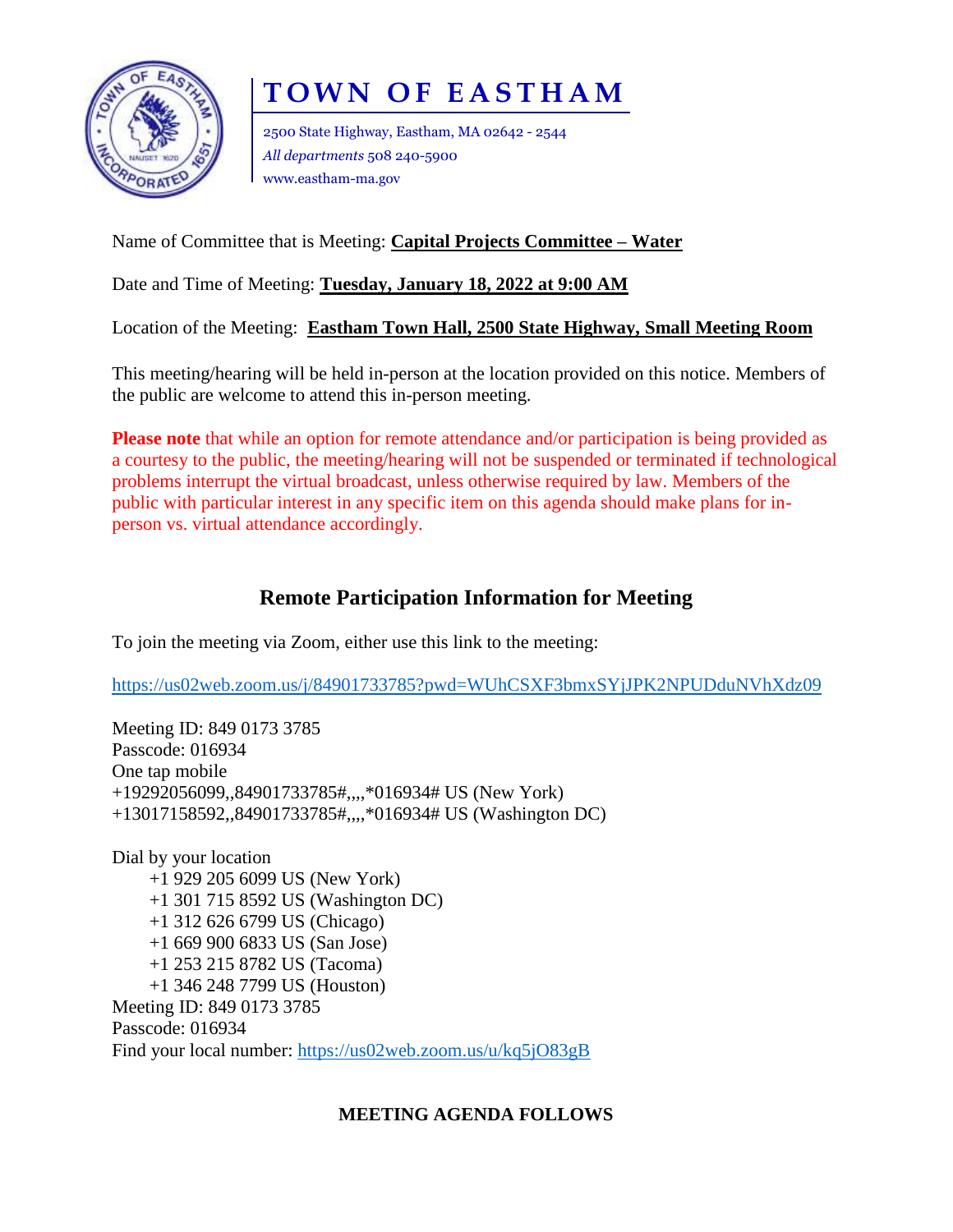# TOWN OF EASTHAM

2500 State Highway, Eastham, MA 02642 - 2544
*All departments* 508 240-5900
www.eastham-ma.gov

Name of Committee that is Meeting: **Capital Projects Committee – Water**

Date and Time of Meeting: **Tuesday, January 18, 2022 at 9:00 AM**

Location of the Meeting: **Eastham Town Hall, 2500 State Highway, Small Meeting Room**

This meeting/hearing will be held in-person at the location provided on this notice. Members of the public are welcome to attend this in-person meeting.

**Please note** that while an option for remote attendance and/or participation is being provided as a courtesy to the public, the meeting/hearing will not be suspended or terminated if technological problems interrupt the virtual broadcast, unless otherwise required by law. Members of the public with particular interest in any specific item on this agenda should make plans for in-person vs. virtual attendance accordingly.

## Remote Participation Information for Meeting

To join the meeting via Zoom, either use this link to the meeting:

https://us02web.zoom.us/j/84901733785?pwd=WUhCSXF3bmxSYjJPK2NPUDduNVhXdz09

Meeting ID: 849 0173 3785
Passcode: 016934
One tap mobile
+19292056099,,84901733785#,,,,*016934# US (New York)
+13017158592,,84901733785#,,,,*016934# US (Washington DC)

Dial by your location
+1 929 205 6099 US (New York)
+1 301 715 8592 US (Washington DC)
+1 312 626 6799 US (Chicago)
+1 669 900 6833 US (San Jose)
+1 253 215 8782 US (Tacoma)
+1 346 248 7799 US (Houston)
Meeting ID: 849 0173 3785
Passcode: 016934
Find your local number: https://us02web.zoom.us/u/kq5jO83gB

**MEETING AGENDA FOLLOWS**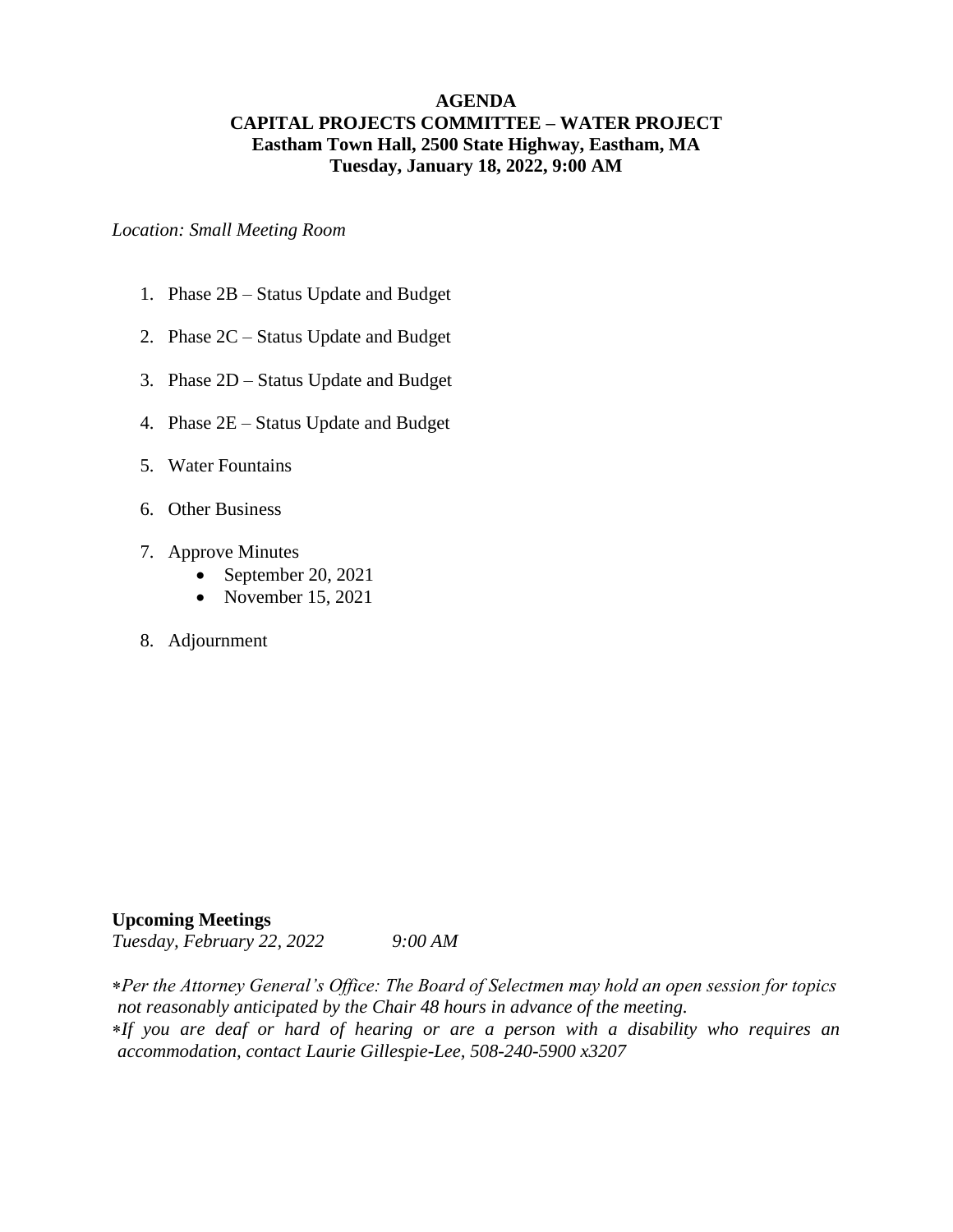**AGENDA**
**CAPITAL PROJECTS COMMITTEE – WATER PROJECT**
**Eastham Town Hall, 2500 State Highway, Eastham, MA**
**Tuesday, January 18, 2022, 9:00 AM**

*Location: Small Meeting Room*

1. Phase 2B – Status Update and Budget
2. Phase 2C – Status Update and Budget
3. Phase 2D – Status Update and Budget
4. Phase 2E – Status Update and Budget
5. Water Fountains
6. Other Business
7. Approve Minutes
   - September 20, 2021
   - November 15, 2021
8. Adjournment

**Upcoming Meetings**
*Tuesday, February 22, 2022 9:00 AM*

∗*Per the Attorney General's Office: The Board of Selectmen may hold an open session for topics not reasonably anticipated by the Chair 48 hours in advance of the meeting.*
∗*If you are deaf or hard of hearing or are a person with a disability who requires an accommodation, contact Laurie Gillespie-Lee, 508-240-5900 x3207*